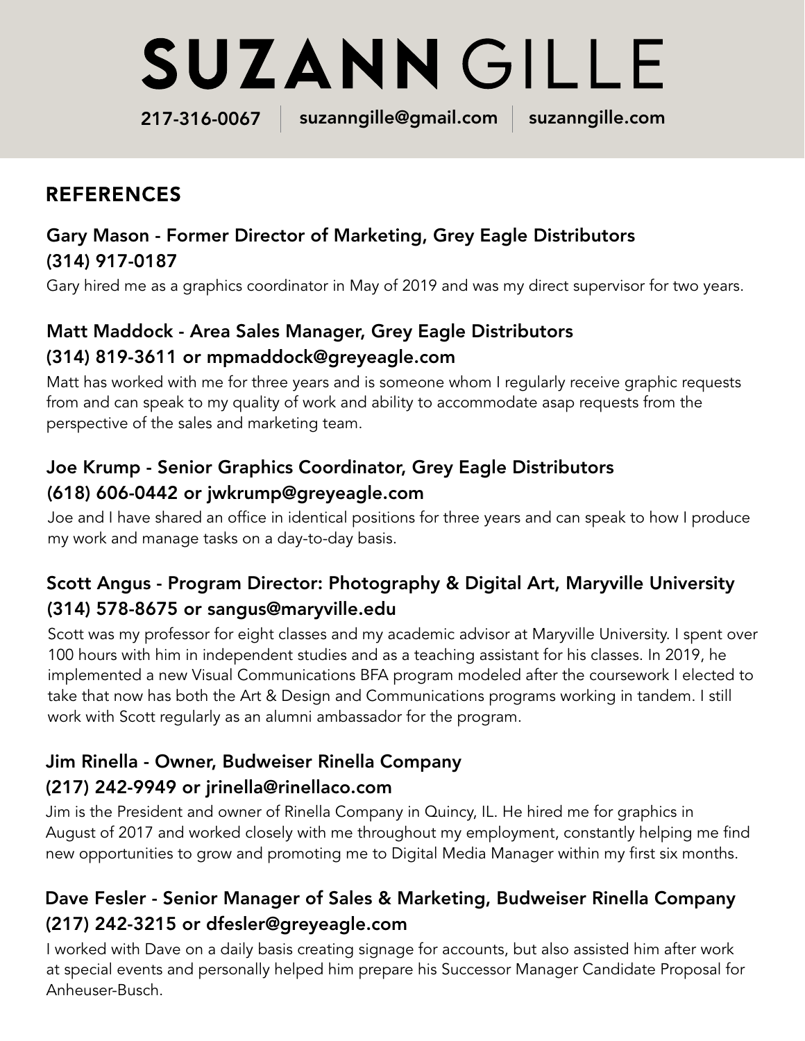# SUZANN GILLE

217-316-0067 | suzanngille@gmail.com | suzanngille.com

## REFERENCES

### Gary Mason - Former Director of Marketing, Grey Eagle Distributors
### (314) 917-0187

Gary hired me as a graphics coordinator in May of 2019 and was my direct supervisor for two years.

### Matt Maddock - Area Sales Manager, Grey Eagle Distributors
### (314) 819-3611 or mpmaddock@greyeagle.com

Matt has worked with me for three years and is someone whom I regularly receive graphic requests from and can speak to my quality of work and ability to accommodate asap requests from the perspective of the sales and marketing team.

### Joe Krump - Senior Graphics Coordinator, Grey Eagle Distributors
### (618) 606-0442 or jwkrump@greyeagle.com

Joe and I have shared an office in identical positions for three years and can speak to how I produce my work and manage tasks on a day-to-day basis.

### Scott Angus - Program Director: Photography & Digital Art, Maryville University
### (314) 578-8675 or sangus@maryville.edu

Scott was my professor for eight classes and my academic advisor at Maryville University. I spent over 100 hours with him in independent studies and as a teaching assistant for his classes. In 2019, he implemented a new Visual Communications BFA program modeled after the coursework I elected to take that now has both the Art & Design and Communications programs working in tandem. I still work with Scott regularly as an alumni ambassador for the program.

### Jim Rinella - Owner, Budweiser Rinella Company
### (217) 242-9949 or jrinella@rinellaco.com

Jim is the President and owner of Rinella Company in Quincy, IL. He hired me for graphics in August of 2017 and worked closely with me throughout my employment, constantly helping me find new opportunities to grow and promoting me to Digital Media Manager within my first six months.

### Dave Fesler - Senior Manager of Sales & Marketing, Budweiser Rinella Company
### (217) 242-3215 or dfesler@greyeagle.com

I worked with Dave on a daily basis creating signage for accounts, but also assisted him after work at special events and personally helped him prepare his Successor Manager Candidate Proposal for Anheuser-Busch.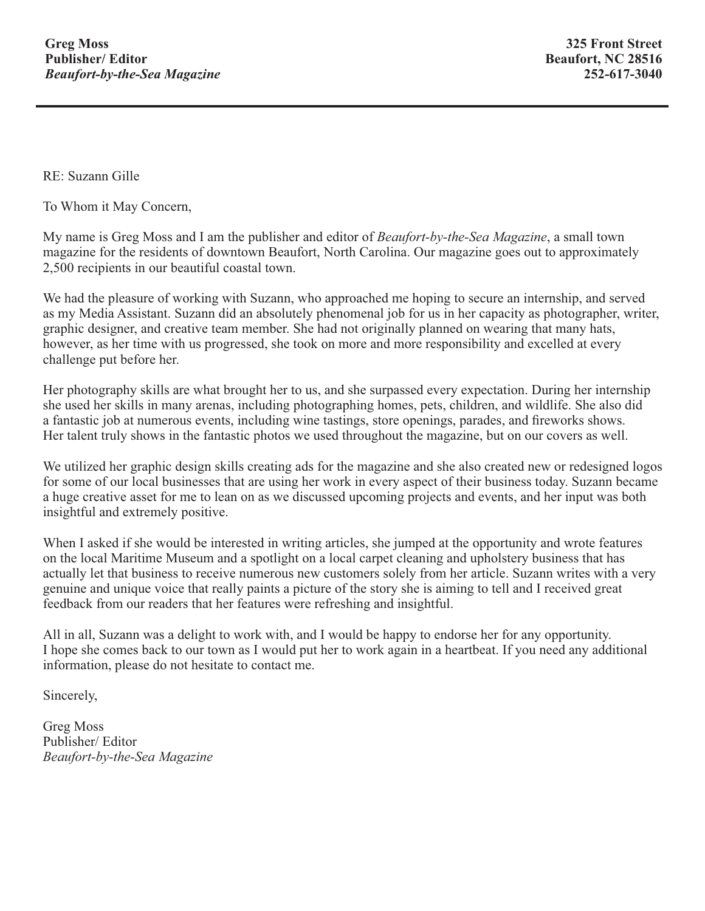**Greg Moss**
**Publisher/ Editor**
***Beaufort-by-the-Sea Magazine***

**325 Front Street**
**Beaufort, NC 28516**
**252-617-3040**

---

RE: Suzann Gille

To Whom it May Concern,

My name is Greg Moss and I am the publisher and editor of *Beaufort-by-the-Sea Magazine*, a small town magazine for the residents of downtown Beaufort, North Carolina. Our magazine goes out to approximately 2,500 recipients in our beautiful coastal town.

We had the pleasure of working with Suzann, who approached me hoping to secure an internship, and served as my Media Assistant. Suzann did an absolutely phenomenal job for us in her capacity as photographer, writer, graphic designer, and creative team member. She had not originally planned on wearing that many hats, however, as her time with us progressed, she took on more and more responsibility and excelled at every challenge put before her.

Her photography skills are what brought her to us, and she surpassed every expectation. During her internship she used her skills in many arenas, including photographing homes, pets, children, and wildlife. She also did a fantastic job at numerous events, including wine tastings, store openings, parades, and fireworks shows. Her talent truly shows in the fantastic photos we used throughout the magazine, but on our covers as well.

We utilized her graphic design skills creating ads for the magazine and she also created new or redesigned logos for some of our local businesses that are using her work in every aspect of their business today. Suzann became a huge creative asset for me to lean on as we discussed upcoming projects and events, and her input was both insightful and extremely positive.

When I asked if she would be interested in writing articles, she jumped at the opportunity and wrote features on the local Maritime Museum and a spotlight on a local carpet cleaning and upholstery business that has actually let that business to receive numerous new customers solely from her article. Suzann writes with a very genuine and unique voice that really paints a picture of the story she is aiming to tell and I received great feedback from our readers that her features were refreshing and insightful.

All in all, Suzann was a delight to work with, and I would be happy to endorse her for any opportunity. I hope she comes back to our town as I would put her to work again in a heartbeat. If you need any additional information, please do not hesitate to contact me.

Sincerely,

Greg Moss
Publisher/ Editor
*Beaufort-by-the-Sea Magazine*